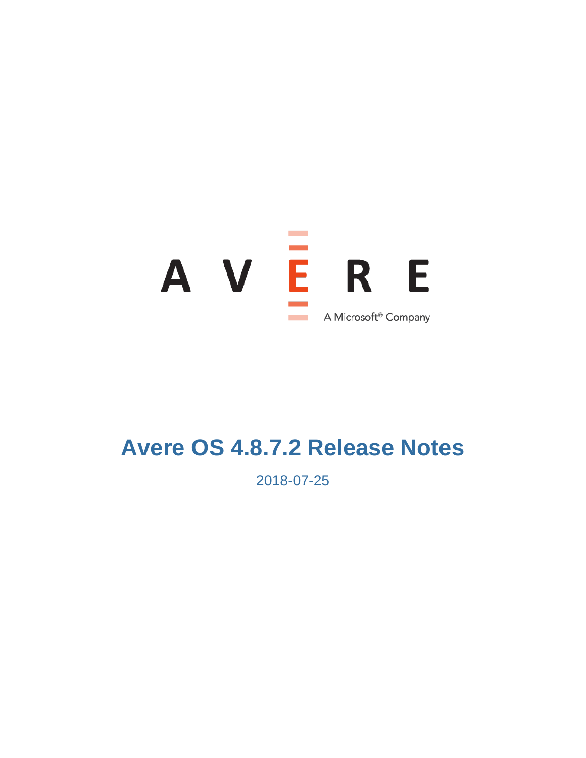AVERE

A Microsoft® Company

# Avere OS 4.8.7.2 Release Notes

2018-07-25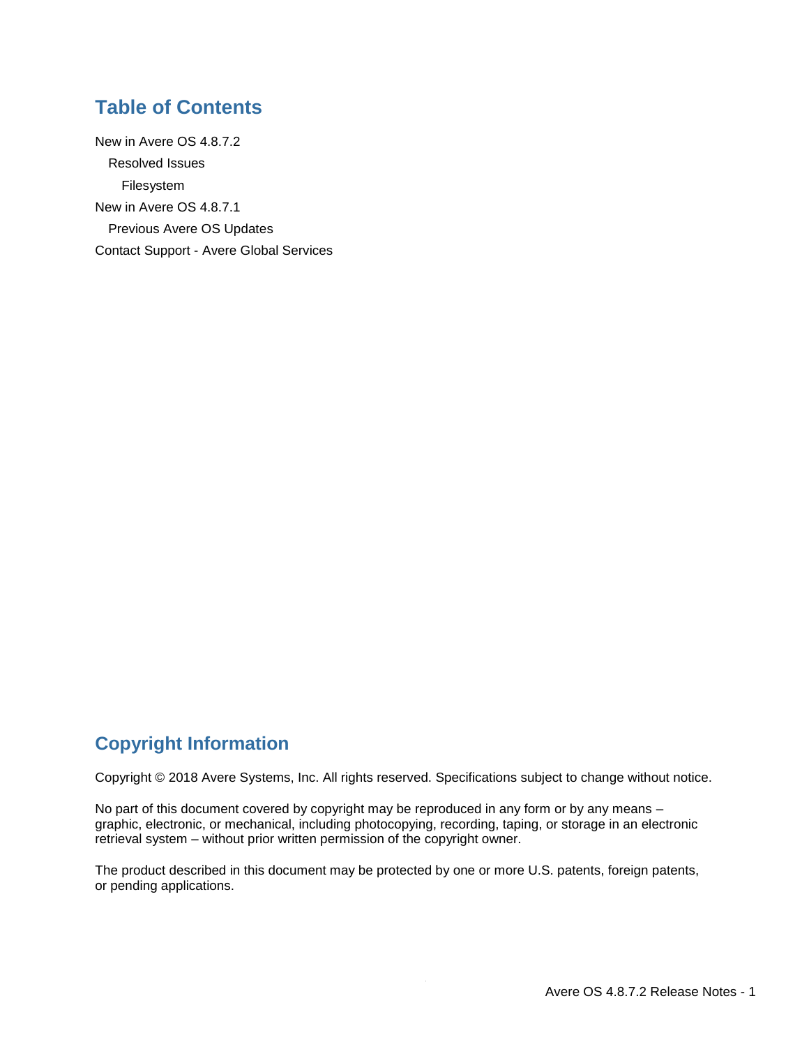## Table of Contents

New in Avere OS 4.8.7.2

- Resolved Issues
  - Filesystem

New in Avere OS 4.8.7.1

- Previous Avere OS Updates

Contact Support - Avere Global Services

## Copyright Information

Copyright © 2018 Avere Systems, Inc. All rights reserved. Specifications subject to change without notice.

No part of this document covered by copyright may be reproduced in any form or by any means – graphic, electronic, or mechanical, including photocopying, recording, taping, or storage in an electronic retrieval system – without prior written permission of the copyright owner.

The product described in this document may be protected by one or more U.S. patents, foreign patents, or pending applications.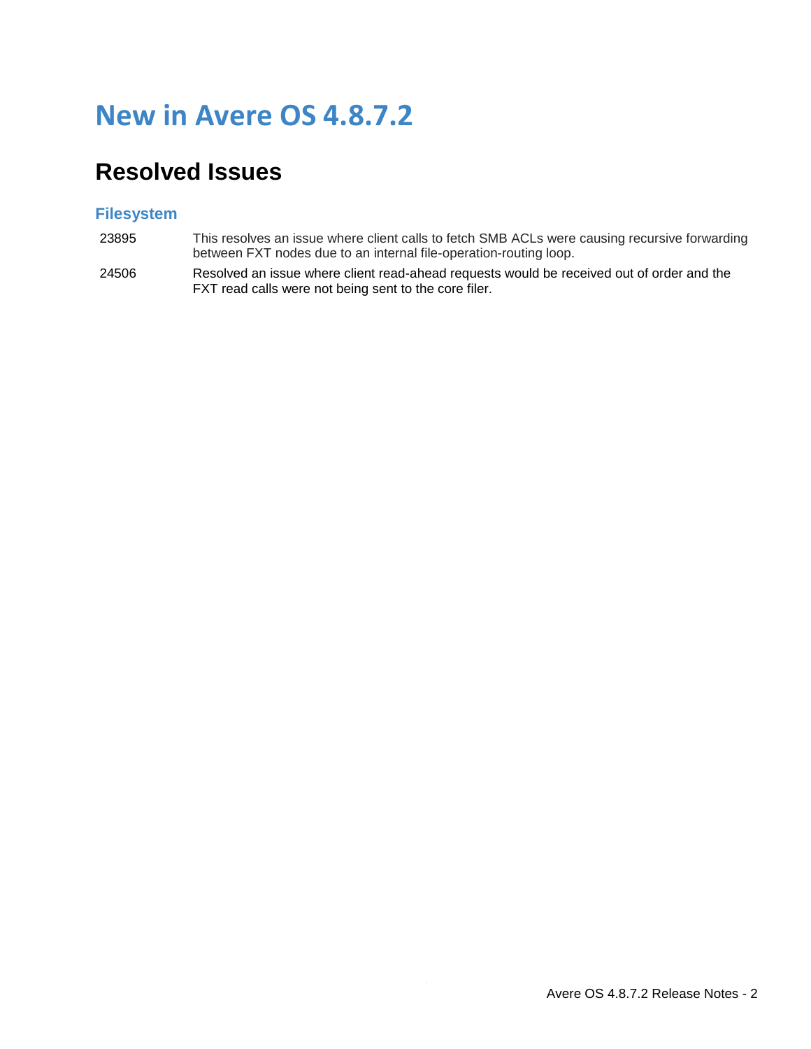# New in Avere OS 4.8.7.2

## Resolved Issues

### Filesystem

| | |
|---|---|
| 23895 | This resolves an issue where client calls to fetch SMB ACLs were causing recursive forwarding between FXT nodes due to an internal file-operation-routing loop. |
| 24506 | Resolved an issue where client read-ahead requests would be received out of order and the FXT read calls were not being sent to the core filer. |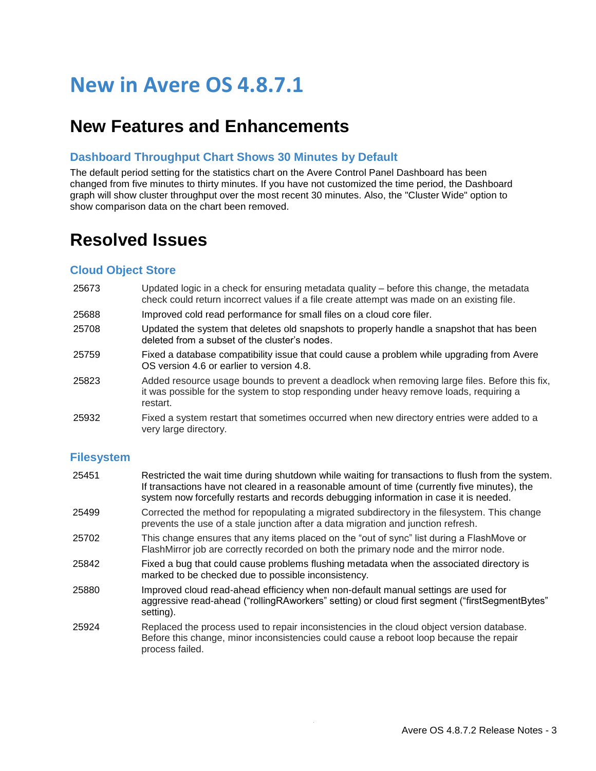# New in Avere OS 4.8.7.1

## New Features and Enhancements

### Dashboard Throughput Chart Shows 30 Minutes by Default

The default period setting for the statistics chart on the Avere Control Panel Dashboard has been changed from five minutes to thirty minutes. If you have not customized the time period, the Dashboard graph will show cluster throughput over the most recent 30 minutes. Also, the "Cluster Wide" option to show comparison data on the chart been removed.

## Resolved Issues

### Cloud Object Store

| | |
|---|---|
| 25673 | Updated logic in a check for ensuring metadata quality – before this change, the metadata check could return incorrect values if a file create attempt was made on an existing file. |
| 25688 | Improved cold read performance for small files on a cloud core filer. |
| 25708 | Updated the system that deletes old snapshots to properly handle a snapshot that has been deleted from a subset of the cluster's nodes. |
| 25759 | Fixed a database compatibility issue that could cause a problem while upgrading from Avere OS version 4.6 or earlier to version 4.8. |
| 25823 | Added resource usage bounds to prevent a deadlock when removing large files. Before this fix, it was possible for the system to stop responding under heavy remove loads, requiring a restart. |
| 25932 | Fixed a system restart that sometimes occurred when new directory entries were added to a very large directory. |

### Filesystem

| | |
|---|---|
| 25451 | Restricted the wait time during shutdown while waiting for transactions to flush from the system. If transactions have not cleared in a reasonable amount of time (currently five minutes), the system now forcefully restarts and records debugging information in case it is needed. |
| 25499 | Corrected the method for repopulating a migrated subdirectory in the filesystem. This change prevents the use of a stale junction after a data migration and junction refresh. |
| 25702 | This change ensures that any items placed on the "out of sync" list during a FlashMove or FlashMirror job are correctly recorded on both the primary node and the mirror node. |
| 25842 | Fixed a bug that could cause problems flushing metadata when the associated directory is marked to be checked due to possible inconsistency. |
| 25880 | Improved cloud read-ahead efficiency when non-default manual settings are used for aggressive read-ahead ("rollingRAworkers" setting) or cloud first segment ("firstSegmentBytes" setting). |
| 25924 | Replaced the process used to repair inconsistencies in the cloud object version database. Before this change, minor inconsistencies could cause a reboot loop because the repair process failed. |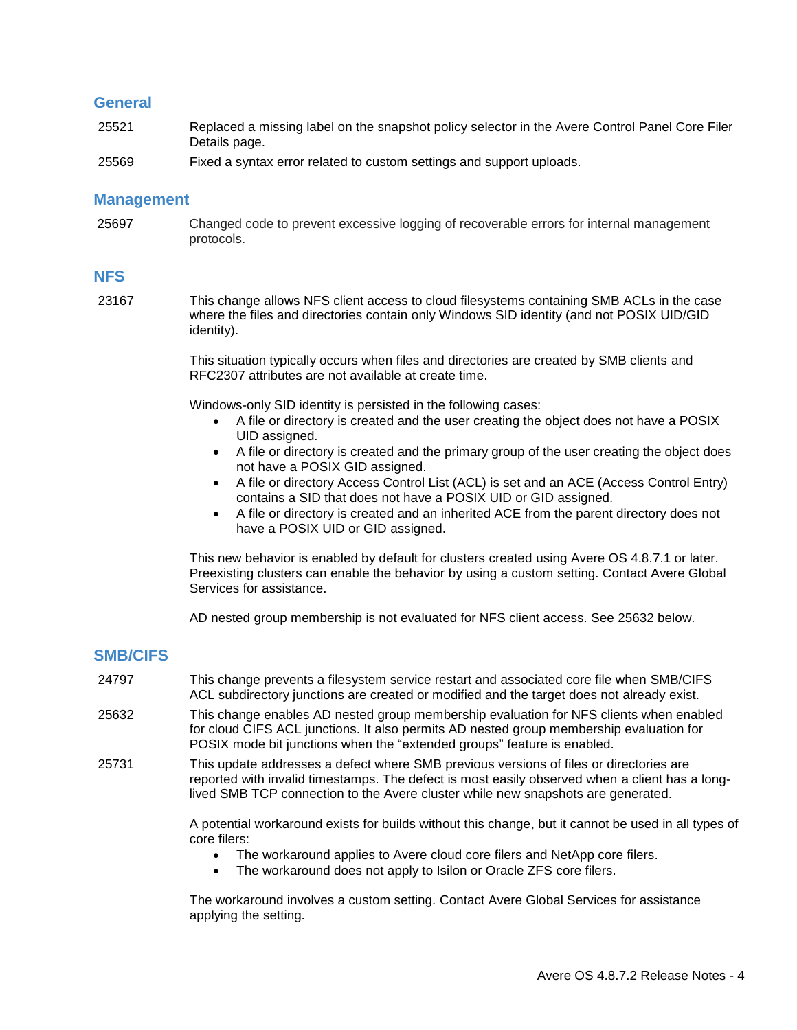## General

| | |
|---|---|
| 25521 | Replaced a missing label on the snapshot policy selector in the Avere Control Panel Core Filer Details page. |
| 25569 | Fixed a syntax error related to custom settings and support uploads. |

## Management

| | |
|---|---|
| 25697 | Changed code to prevent excessive logging of recoverable errors for internal management protocols. |

## NFS

23167

This change allows NFS client access to cloud filesystems containing SMB ACLs in the case where the files and directories contain only Windows SID identity (and not POSIX UID/GID identity).

This situation typically occurs when files and directories are created by SMB clients and RFC2307 attributes are not available at create time.

Windows-only SID identity is persisted in the following cases:

- A file or directory is created and the user creating the object does not have a POSIX UID assigned.
- A file or directory is created and the primary group of the user creating the object does not have a POSIX GID assigned.
- A file or directory Access Control List (ACL) is set and an ACE (Access Control Entry) contains a SID that does not have a POSIX UID or GID assigned.
- A file or directory is created and an inherited ACE from the parent directory does not have a POSIX UID or GID assigned.

This new behavior is enabled by default for clusters created using Avere OS 4.8.7.1 or later. Preexisting clusters can enable the behavior by using a custom setting. Contact Avere Global Services for assistance.

AD nested group membership is not evaluated for NFS client access. See 25632 below.

## SMB/CIFS

| | |
|---|---|
| 24797 | This change prevents a filesystem service restart and associated core file when SMB/CIFS ACL subdirectory junctions are created or modified and the target does not already exist. |
| 25632 | This change enables AD nested group membership evaluation for NFS clients when enabled for cloud CIFS ACL junctions. It also permits AD nested group membership evaluation for POSIX mode bit junctions when the “extended groups” feature is enabled. |
| 25731 | This update addresses a defect where SMB previous versions of files or directories are reported with invalid timestamps. The defect is most easily observed when a client has a long-lived SMB TCP connection to the Avere cluster while new snapshots are generated. |

A potential workaround exists for builds without this change, but it cannot be used in all types of core filers:

- The workaround applies to Avere cloud core filers and NetApp core filers.
- The workaround does not apply to Isilon or Oracle ZFS core filers.

The workaround involves a custom setting. Contact Avere Global Services for assistance applying the setting.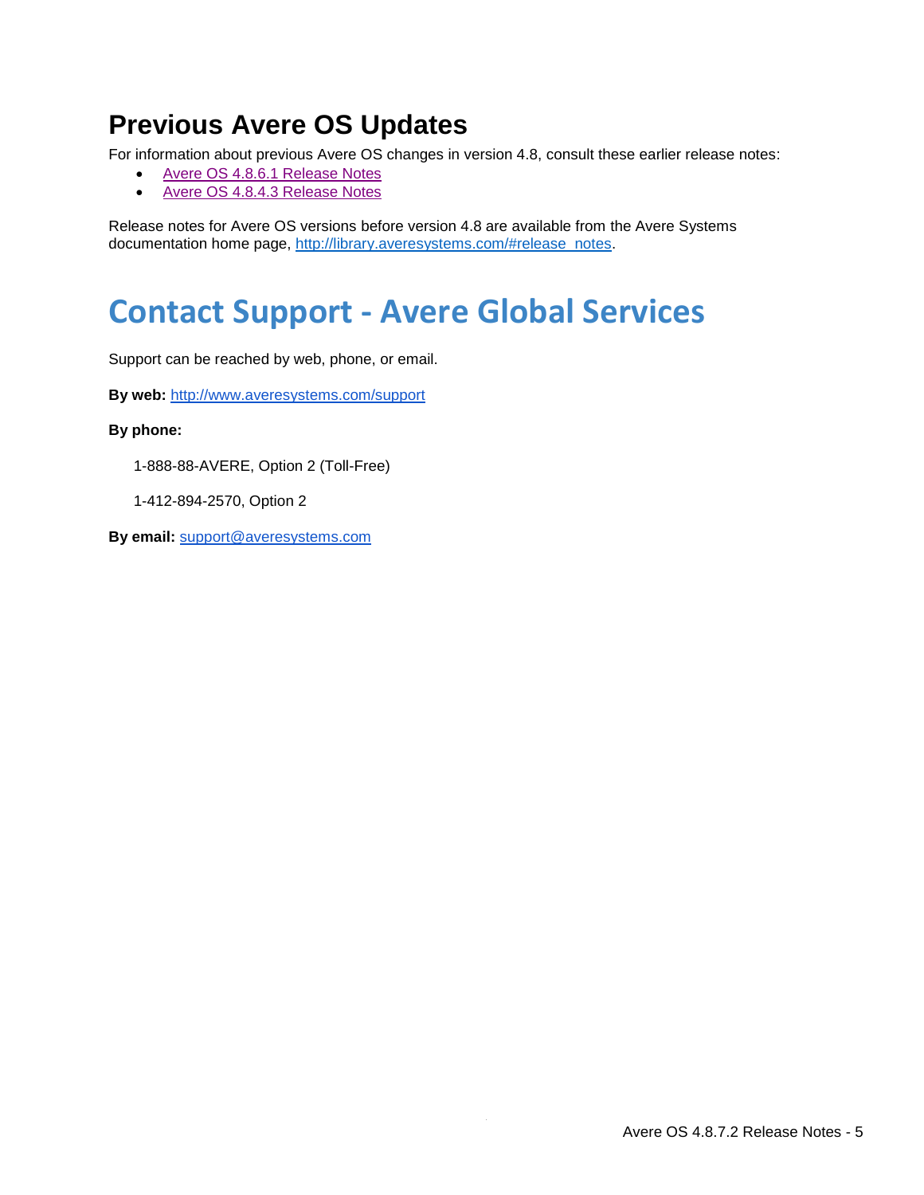## Previous Avere OS Updates

For information about previous Avere OS changes in version 4.8, consult these earlier release notes:

- Avere OS 4.8.6.1 Release Notes
- Avere OS 4.8.4.3 Release Notes

Release notes for Avere OS versions before version 4.8 are available from the Avere Systems documentation home page, http://library.averesystems.com/#release_notes.

# Contact Support - Avere Global Services

Support can be reached by web, phone, or email.

**By web:** http://www.averesystems.com/support

**By phone:**

1-888-88-AVERE, Option 2 (Toll-Free)

1-412-894-2570, Option 2

**By email:** support@averesystems.com